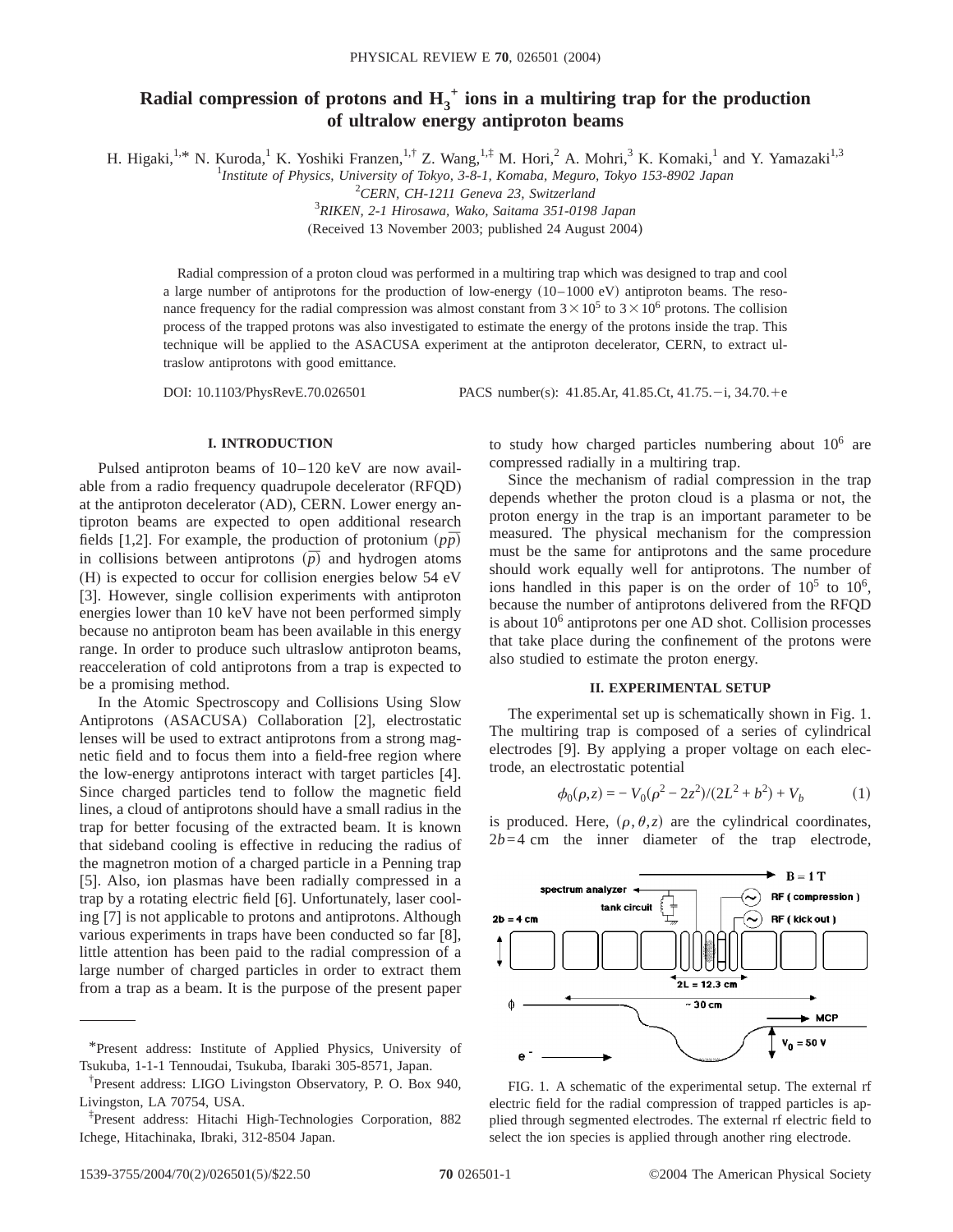# Radial compression of protons and $H_3^+$ ions in a multiring trap for the production of ultralow energy antiproton beams

H. Higaki,[1,*] N. Kuroda,[1] K. Yoshiki Franzen,[1,†] Z. Wang,[1,‡] M. Hori,[2] A. Mohri,[3] K. Komaki,[1] and Y. Yamazaki[1,3]

[1]*Institute of Physics, University of Tokyo, 3-8-1, Komaba, Meguro, Tokyo 153-8902 Japan*

[2]*CERN, CH-1211 Geneva 23, Switzerland*

[3]*RIKEN, 2-1 Hirosawa, Wako, Saitama 351-0198 Japan*

(Received 13 November 2003; published 24 August 2004)

Radial compression of a proton cloud was performed in a multiring trap which was designed to trap and cool a large number of antiprotons for the production of low-energy (10–1000 eV) antiproton beams. The resonance frequency for the radial compression was almost constant from $3\times10^5$ to $3\times10^6$ protons. The collision process of the trapped protons was also investigated to estimate the energy of the protons inside the trap. This technique will be applied to the ASACUSA experiment at the antiproton decelerator, CERN, to extract ultraslow antiprotons with good emittance.

DOI: 10.1103/PhysRevE.70.026501 PACS number(s): 41.85.Ar, 41.85.Ct, 41.75.−i, 34.70.+e

## I. INTRODUCTION

Pulsed antiproton beams of 10–120 keV are now available from a radio frequency quadrupole decelerator (RFQD) at the antiproton decelerator (AD), CERN. Lower energy antiproton beams are expected to open additional research fields [1,2]. For example, the production of protonium $(p\bar{p})$ in collisions between antiprotons $(\bar{p})$ and hydrogen atoms (H) is expected to occur for collision energies below 54 eV [3]. However, single collision experiments with antiproton energies lower than 10 keV have not been performed simply because no antiproton beam has been available in this energy range. In order to produce such ultraslow antiproton beams, reacceleration of cold antiprotons from a trap is expected to be a promising method.

In the Atomic Spectroscopy and Collisions Using Slow Antiprotons (ASACUSA) Collaboration [2], electrostatic lenses will be used to extract antiprotons from a strong magnetic field and to focus them into a field-free region where the low-energy antiprotons interact with target particles [4]. Since charged particles tend to follow the magnetic field lines, a cloud of antiprotons should have a small radius in the trap for better focusing of the extracted beam. It is known that sideband cooling is effective in reducing the radius of the magnetron motion of a charged particle in a Penning trap [5]. Also, ion plasmas have been radially compressed in a trap by a rotating electric field [6]. Unfortunately, laser cooling [7] is not applicable to protons and antiprotons. Although various experiments in traps have been conducted so far [8], little attention has been paid to the radial compression of a large number of charged particles in order to extract them from a trap as a beam. It is the purpose of the present paper to study how charged particles numbering about $10^6$ are compressed radially in a multiring trap.

Since the mechanism of radial compression in the trap depends whether the proton cloud is a plasma or not, the proton energy in the trap is an important parameter to be measured. The physical mechanism for the compression must be the same for antiprotons and the same procedure should work equally well for antiprotons. The number of ions handled in this paper is on the order of $10^5$ to $10^6$, because the number of antiprotons delivered from the RFQD is about $10^6$ antiprotons per one AD shot. Collision processes that take place during the confinement of the protons were also studied to estimate the proton energy.

## II. EXPERIMENTAL SETUP

The experimental set up is schematically shown in Fig. 1. The multiring trap is composed of a series of cylindrical electrodes [9]. By applying a proper voltage on each electrode, an electrostatic potential

$$\phi_0(\rho,z) = -V_0(\rho^2 - 2z^2)/(2L^2 + b^2) + V_b \tag{1}$$

is produced. Here, $(\rho,\theta,z)$ are the cylindrical coordinates, $2b=4$ cm the inner diameter of the trap electrode,

FIG. 1. A schematic of the experimental setup. The external rf electric field for the radial compression of trapped particles is applied through segmented electrodes. The external rf electric field to select the ion species is applied through another ring electrode.

*Present address: Institute of Applied Physics, University of Tsukuba, 1-1-1 Tennoudai, Tsukuba, Ibaraki 305-8571, Japan.

†Present address: LIGO Livingston Observatory, P. O. Box 940, Livingston, LA 70754, USA.

‡Present address: Hitachi High-Technologies Corporation, 882 Ichege, Hitachinaka, Ibraki, 312-8504 Japan.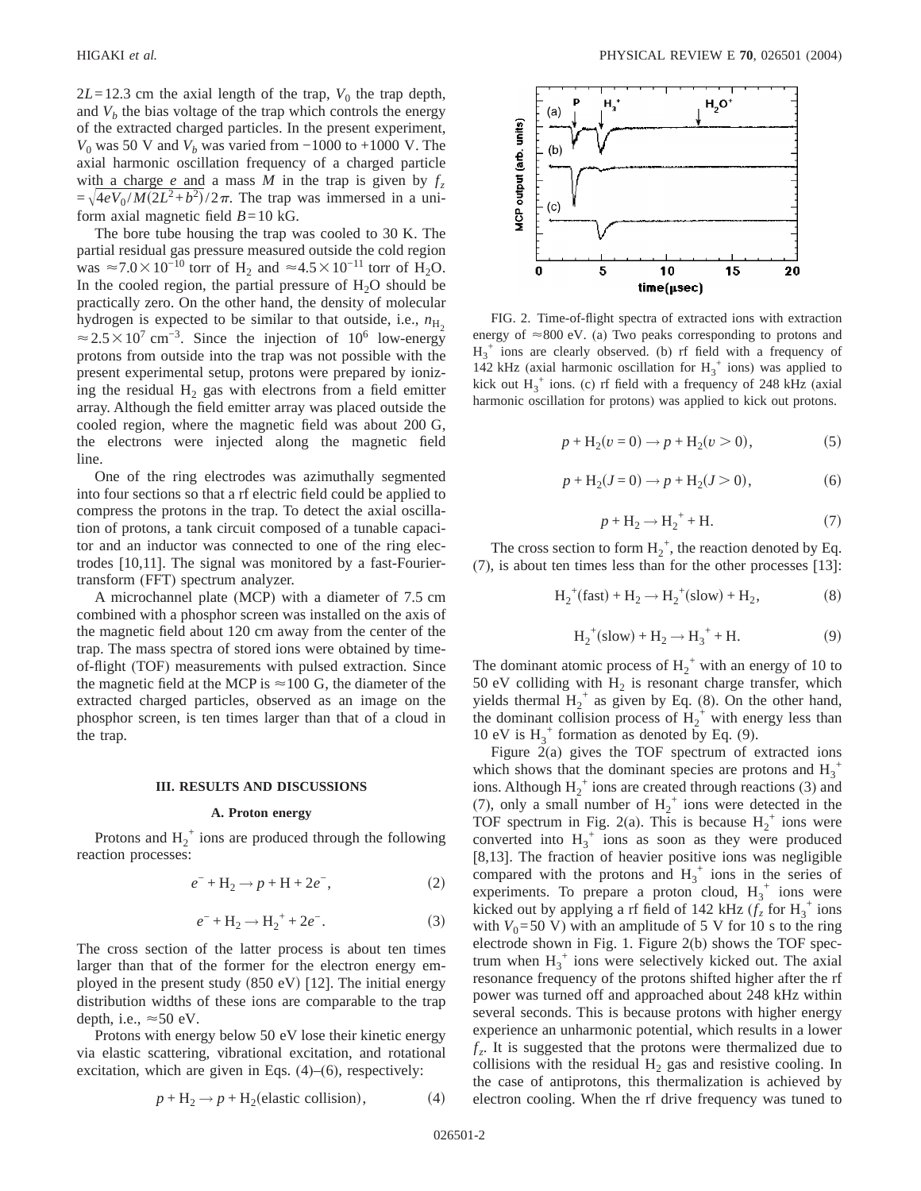$2L=12.3$ cm the axial length of the trap, $V_0$ the trap depth, and $V_b$ the bias voltage of the trap which controls the energy of the extracted charged particles. In the present experiment, $V_0$ was 50 V and $V_b$ was varied from −1000 to +1000 V. The axial harmonic oscillation frequency of a charged particle with a charge $e$ and a mass $M$ in the trap is given by $f_z = \sqrt{4eV_0/M(2L^2+b^2)}/2\pi$. The trap was immersed in a uniform axial magnetic field $B=10$ kG.

The bore tube housing the trap was cooled to 30 K. The partial residual gas pressure measured outside the cold region was $\approx 7.0\times10^{-10}$ torr of $H_2$ and $\approx 4.5\times10^{-11}$ torr of $H_2O$. In the cooled region, the partial pressure of $H_2O$ should be practically zero. On the other hand, the density of molecular hydrogen is expected to be similar to that outside, i.e., $n_{H_2} \approx 2.5\times10^{7}$ cm$^{-3}$. Since the injection of $10^6$ low-energy protons from outside into the trap was not possible with the present experimental setup, protons were prepared by ionizing the residual $H_2$ gas with electrons from a field emitter array. Although the field emitter array was placed outside the cooled region, where the magnetic field was about 200 G, the electrons were injected along the magnetic field line.

One of the ring electrodes was azimuthally segmented into four sections so that a rf electric field could be applied to compress the protons in the trap. To detect the axial oscillation of protons, a tank circuit composed of a tunable capacitor and an inductor was connected to one of the ring electrodes [10,11]. The signal was monitored by a fast-Fourier-transform (FFT) spectrum analyzer.

A microchannel plate (MCP) with a diameter of 7.5 cm combined with a phosphor screen was installed on the axis of the magnetic field about 120 cm away from the center of the trap. The mass spectra of stored ions were obtained by time-of-flight (TOF) measurements with pulsed extraction. Since the magnetic field at the MCP is $\approx 100$ G, the diameter of the extracted charged particles, observed as an image on the phosphor screen, is ten times larger than that of a cloud in the trap.

## III. RESULTS AND DISCUSSIONS

### A. Proton energy

Protons and $H_2^+$ ions are produced through the following reaction processes:

$$e^- + H_2 \rightarrow p + H + 2e^-, \tag{2}$$

$$e^- + H_2 \rightarrow H_2^+ + 2e^-. \tag{3}$$

The cross section of the latter process is about ten times larger than that of the former for the electron energy employed in the present study (850 eV) [12]. The initial energy distribution widths of these ions are comparable to the trap depth, i.e., $\approx 50$ eV.

Protons with energy below 50 eV lose their kinetic energy via elastic scattering, vibrational excitation, and rotational excitation, which are given in Eqs. (4)–(6), respectively:

$$p + H_2 \rightarrow p + H_2(\text{elastic collision}), \tag{4}$$

FIG. 2. Time-of-flight spectra of extracted ions with extraction energy of $\approx 800$ eV. (a) Two peaks corresponding to protons and $H_3^+$ ions are clearly observed. (b) rf field with a frequency of 142 kHz (axial harmonic oscillation for $H_3^+$ ions) was applied to kick out $H_3^+$ ions. (c) rf field with a frequency of 248 kHz (axial harmonic oscillation for protons) was applied to kick out protons.

$$p + H_2(v=0) \rightarrow p + H_2(v>0), \tag{5}$$

$$p + H_2(J=0) \rightarrow p + H_2(J>0), \tag{6}$$

$$p + H_2 \rightarrow H_2^+ + H. \tag{7}$$

The cross section to form $H_2^+$, the reaction denoted by Eq. (7), is about ten times less than for the other processes [13]:

$$H_2^+(\text{fast}) + H_2 \rightarrow H_2^+(\text{slow}) + H_2, \tag{8}$$

$$H_2^+(\text{slow}) + H_2 \rightarrow H_3^+ + H. \tag{9}$$

The dominant atomic process of $H_2^+$ with an energy of 10 to 50 eV colliding with $H_2$ is resonant charge transfer, which yields thermal $H_2^+$ as given by Eq. (8). On the other hand, the dominant collision process of $H_2^+$ with energy less than 10 eV is $H_3^+$ formation as denoted by Eq. (9).

Figure 2(a) gives the TOF spectrum of extracted ions which shows that the dominant species are protons and $H_3^+$ ions. Although $H_2^+$ ions are created through reactions (3) and (7), only a small number of $H_2^+$ ions were detected in the TOF spectrum in Fig. 2(a). This is because $H_2^+$ ions were converted into $H_3^+$ ions as soon as they were produced [8,13]. The fraction of heavier positive ions was negligible compared with the protons and $H_3^+$ ions in the series of experiments. To prepare a proton cloud, $H_3^+$ ions were kicked out by applying a rf field of 142 kHz ($f_z$ for $H_3^+$ ions with $V_0=50$ V) with an amplitude of 5 V for 10 s to the ring electrode shown in Fig. 1. Figure 2(b) shows the TOF spectrum when $H_3^+$ ions were selectively kicked out. The axial resonance frequency of the protons shifted higher after the rf power was turned off and approached about 248 kHz within several seconds. This is because protons with higher energy experience an unharmonic potential, which results in a lower $f_z$. It is suggested that the protons were thermalized due to collisions with the residual $H_2$ gas and resistive cooling. In the case of antiprotons, this thermalization is achieved by electron cooling. When the rf drive frequency was tuned to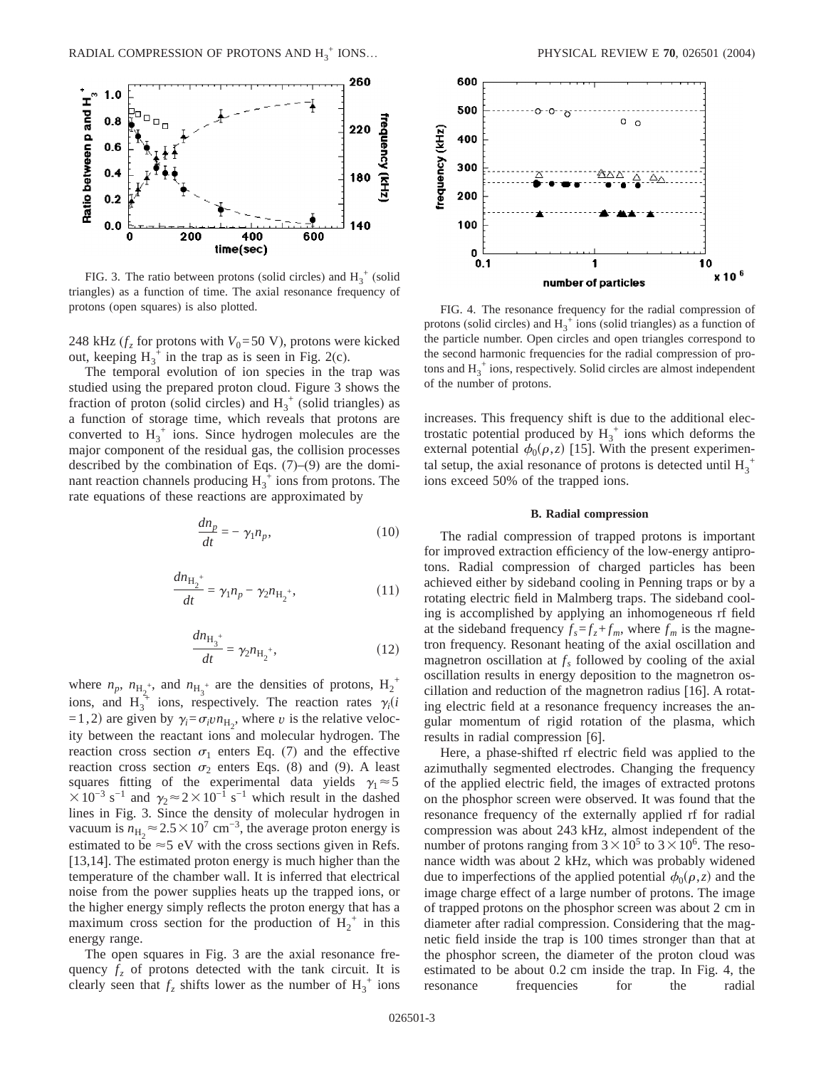FIG. 3. The ratio between protons (solid circles) and $H_3^+$ (solid triangles) as a function of time. The axial resonance frequency of protons (open squares) is also plotted.

248 kHz ($f_z$ for protons with $V_0$=50 V), protons were kicked out, keeping $H_3^+$ in the trap as is seen in Fig. 2(c).

The temporal evolution of ion species in the trap was studied using the prepared proton cloud. Figure 3 shows the fraction of proton (solid circles) and $H_3^+$ (solid triangles) as a function of storage time, which reveals that protons are converted to $H_3^+$ ions. Since hydrogen molecules are the major component of the residual gas, the collision processes described by the combination of Eqs. (7)–(9) are the dominant reaction channels producing $H_3^+$ ions from protons. The rate equations of these reactions are approximated by

$$\frac{dn_p}{dt} = -\gamma_1 n_p, \tag{10}$$

$$\frac{dn_{H_2^+}}{dt} = \gamma_1 n_p - \gamma_2 n_{H_2^+}, \tag{11}$$

$$\frac{dn_{H_3^+}}{dt} = \gamma_2 n_{H_2^+}, \tag{12}$$

where $n_p$, $n_{H_2^+}$, and $n_{H_3^+}$ are the densities of protons, $H_2^+$ ions, and $H_3^+$ ions, respectively. The reaction rates $\gamma_i (i=1,2)$ are given by $\gamma_i = \sigma_i v n_{H_2}$, where $v$ is the relative velocity between the reactant ions and molecular hydrogen. The reaction cross section $\sigma_1$ enters Eq. (7) and the effective reaction cross section $\sigma_2$ enters Eqs. (8) and (9). A least squares fitting of the experimental data yields $\gamma_1 \approx 5 \times 10^{-3}$ s$^{-1}$ and $\gamma_2 \approx 2 \times 10^{-1}$ s$^{-1}$ which result in the dashed lines in Fig. 3. Since the density of molecular hydrogen in vacuum is $n_{H_2} \approx 2.5 \times 10^7$ cm$^{-3}$, the average proton energy is estimated to be $\approx$5 eV with the cross sections given in Refs. [13,14]. The estimated proton energy is much higher than the temperature of the chamber wall. It is inferred that electrical noise from the power supplies heats up the trapped ions, or the higher energy simply reflects the proton energy that has a maximum cross section for the production of $H_2^+$ in this energy range.

The open squares in Fig. 3 are the axial resonance frequency $f_z$ of protons detected with the tank circuit. It is clearly seen that $f_z$ shifts lower as the number of $H_3^+$ ions increases. This frequency shift is due to the additional electrostatic potential produced by $H_3^+$ ions which deforms the external potential $\phi_0(\rho,z)$ [15]. With the present experimental setup, the axial resonance of protons is detected until $H_3^+$ ions exceed 50% of the trapped ions.

FIG. 4. The resonance frequency for the radial compression of protons (solid circles) and $H_3^+$ ions (solid triangles) as a function of the particle number. Open circles and open triangles correspond to the second harmonic frequencies for the radial compression of protons and $H_3^+$ ions, respectively. Solid circles are almost independent of the number of protons.

### B. Radial compression

The radial compression of trapped protons is important for improved extraction efficiency of the low-energy antiprotons. Radial compression of charged particles has been achieved either by sideband cooling in Penning traps or by a rotating electric field in Malmberg traps. The sideband cooling is accomplished by applying an inhomogeneous rf field at the sideband frequency $f_s = f_z + f_m$, where $f_m$ is the magnetron frequency. Resonant heating of the axial oscillation and magnetron oscillation at $f_s$ followed by cooling of the axial oscillation results in energy deposition to the magnetron oscillation and reduction of the magnetron radius [16]. A rotating electric field at a resonance frequency increases the angular momentum of rigid rotation of the plasma, which results in radial compression [6].

Here, a phase-shifted rf electric field was applied to the azimuthally segmented electrodes. Changing the frequency of the applied electric field, the images of extracted protons on the phosphor screen were observed. It was found that the resonance frequency of the externally applied rf for radial compression was about 243 kHz, almost independent of the number of protons ranging from $3 \times 10^5$ to $3 \times 10^6$. The resonance width was about 2 kHz, which was probably widened due to imperfections of the applied potential $\phi_0(\rho,z)$ and the image charge effect of a large number of protons. The image of trapped protons on the phosphor screen was about 2 cm in diameter after radial compression. Considering that the magnetic field inside the trap is 100 times stronger than that at the phosphor screen, the diameter of the proton cloud was estimated to be about 0.2 cm inside the trap. In Fig. 4, the resonance frequencies for the radial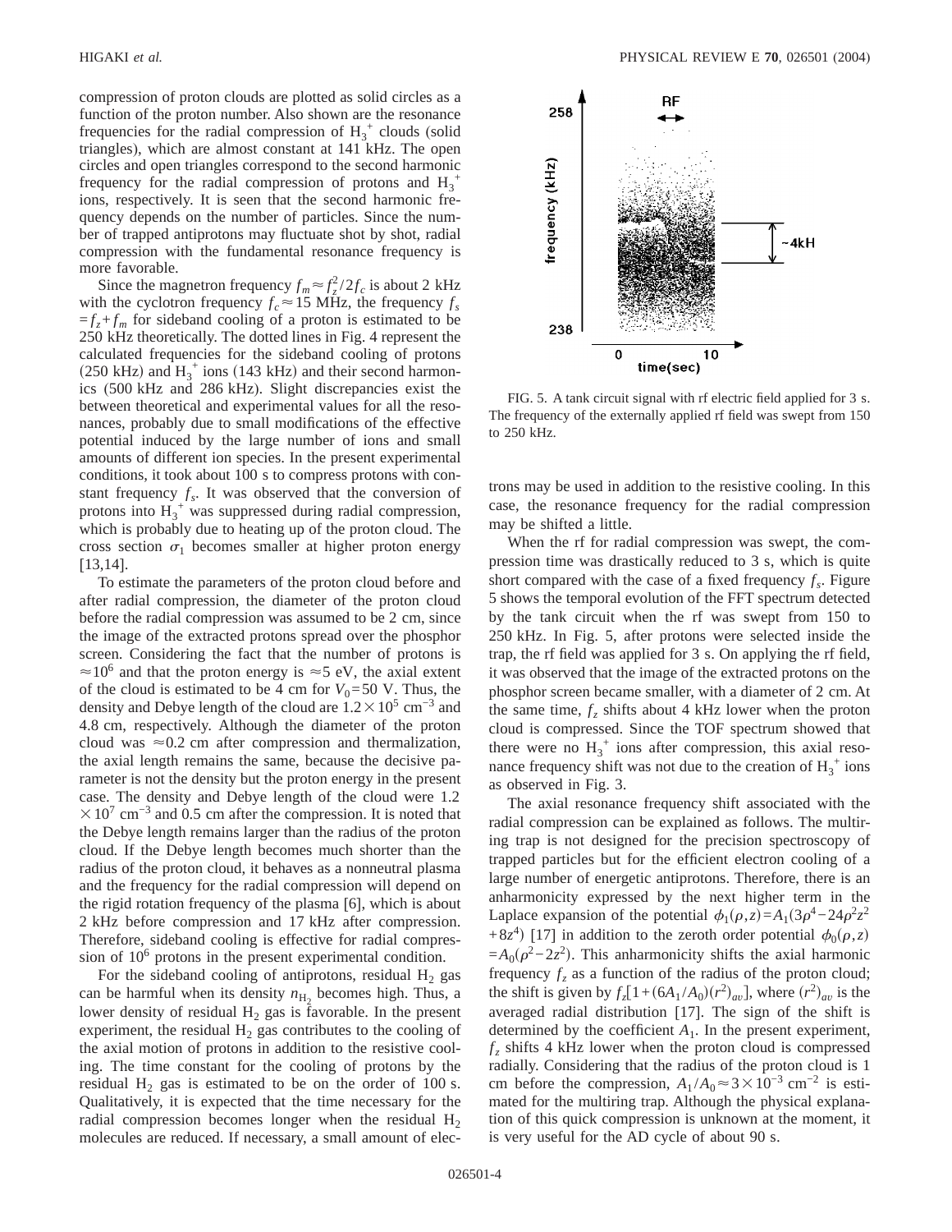compression of proton clouds are plotted as solid circles as a function of the proton number. Also shown are the resonance frequencies for the radial compression of $H_3^+$ clouds (solid triangles), which are almost constant at 141 kHz. The open circles and open triangles correspond to the second harmonic frequency for the radial compression of protons and $H_3^+$ ions, respectively. It is seen that the second harmonic frequency depends on the number of particles. Since the number of trapped antiprotons may fluctuate shot by shot, radial compression with the fundamental resonance frequency is more favorable.

Since the magnetron frequency $f_m \approx f_z^2/2f_c$ is about 2 kHz with the cyclotron frequency $f_c \approx 15$ MHz, the frequency $f_s = f_z + f_m$ for sideband cooling of a proton is estimated to be 250 kHz theoretically. The dotted lines in Fig. 4 represent the calculated frequencies for the sideband cooling of protons (250 kHz) and $H_3^+$ ions (143 kHz) and their second harmonics (500 kHz and 286 kHz). Slight discrepancies exist the between theoretical and experimental values for all the resonances, probably due to small modifications of the effective potential induced by the large number of ions and small amounts of different ion species. In the present experimental conditions, it took about 100 s to compress protons with constant frequency $f_s$. It was observed that the conversion of protons into $H_3^+$ was suppressed during radial compression, which is probably due to heating up of the proton cloud. The cross section $\sigma_1$ becomes smaller at higher proton energy [13,14].

To estimate the parameters of the proton cloud before and after radial compression, the diameter of the proton cloud before the radial compression was assumed to be 2 cm, since the image of the extracted protons spread over the phosphor screen. Considering the fact that the number of protons is $\approx 10^6$ and that the proton energy is $\approx 5$ eV, the axial extent of the cloud is estimated to be 4 cm for $V_0 = 50$ V. Thus, the density and Debye length of the cloud are $1.2 \times 10^5$ cm$^{-3}$ and 4.8 cm, respectively. Although the diameter of the proton cloud was $\approx 0.2$ cm after compression and thermalization, the axial length remains the same, because the decisive parameter is not the density but the proton energy in the present case. The density and Debye length of the cloud were $1.2 \times 10^7$ cm$^{-3}$ and 0.5 cm after the compression. It is noted that the Debye length remains larger than the radius of the proton cloud. If the Debye length becomes much shorter than the radius of the proton cloud, it behaves as a nonneutral plasma and the frequency for the radial compression will depend on the rigid rotation frequency of the plasma [6], which is about 2 kHz before compression and 17 kHz after compression. Therefore, sideband cooling is effective for radial compression of $10^6$ protons in the present experimental condition.

For the sideband cooling of antiprotons, residual $H_2$ gas can be harmful when its density $n_{H_2}$ becomes high. Thus, a lower density of residual $H_2$ gas is favorable. In the present experiment, the residual $H_2$ gas contributes to the cooling of the axial motion of protons in addition to the resistive cooling. The time constant for the cooling of protons by the residual $H_2$ gas is estimated to be on the order of 100 s. Qualitatively, it is expected that the time necessary for the radial compression becomes longer when the residual $H_2$ molecules are reduced. If necessary, a small amount of electrons may be used in addition to the resistive cooling. In this case, the resonance frequency for the radial compression may be shifted a little.

FIG. 5. A tank circuit signal with rf electric field applied for 3 s. The frequency of the externally applied rf field was swept from 150 to 250 kHz.

When the rf for radial compression was swept, the compression time was drastically reduced to 3 s, which is quite short compared with the case of a fixed frequency $f_s$. Figure 5 shows the temporal evolution of the FFT spectrum detected by the tank circuit when the rf was swept from 150 to 250 kHz. In Fig. 5, after protons were selected inside the trap, the rf field was applied for 3 s. On applying the rf field, it was observed that the image of the extracted protons on the phosphor screen became smaller, with a diameter of 2 cm. At the same time, $f_z$ shifts about 4 kHz lower when the proton cloud is compressed. Since the TOF spectrum showed that there were no $H_3^+$ ions after compression, this axial resonance frequency shift was not due to the creation of $H_3^+$ ions as observed in Fig. 3.

The axial resonance frequency shift associated with the radial compression can be explained as follows. The multiring trap is not designed for the precision spectroscopy of trapped particles but for the efficient electron cooling of a large number of energetic antiprotons. Therefore, there is an anharmonicity expressed by the next higher term in the Laplace expansion of the potential $\phi_1(\rho,z) = A_1(3\rho^4 - 24\rho^2 z^2 + 8z^4)$ [17] in addition to the zeroth order potential $\phi_0(\rho,z) = A_0(\rho^2 - 2z^2)$. This anharmonicity shifts the axial harmonic frequency $f_z$ as a function of the radius of the proton cloud; the shift is given by $f_z[1 + (6A_1/A_0)(r^2)_{av}]$, where $(r^2)_{av}$ is the averaged radial distribution [17]. The sign of the shift is determined by the coefficient $A_1$. In the present experiment, $f_z$ shifts 4 kHz lower when the proton cloud is compressed radially. Considering that the radius of the proton cloud is 1 cm before the compression, $A_1/A_0 \approx 3 \times 10^{-3}$ cm$^{-2}$ is estimated for the multiring trap. Although the physical explanation of this quick compression is unknown at the moment, it is very useful for the AD cycle of about 90 s.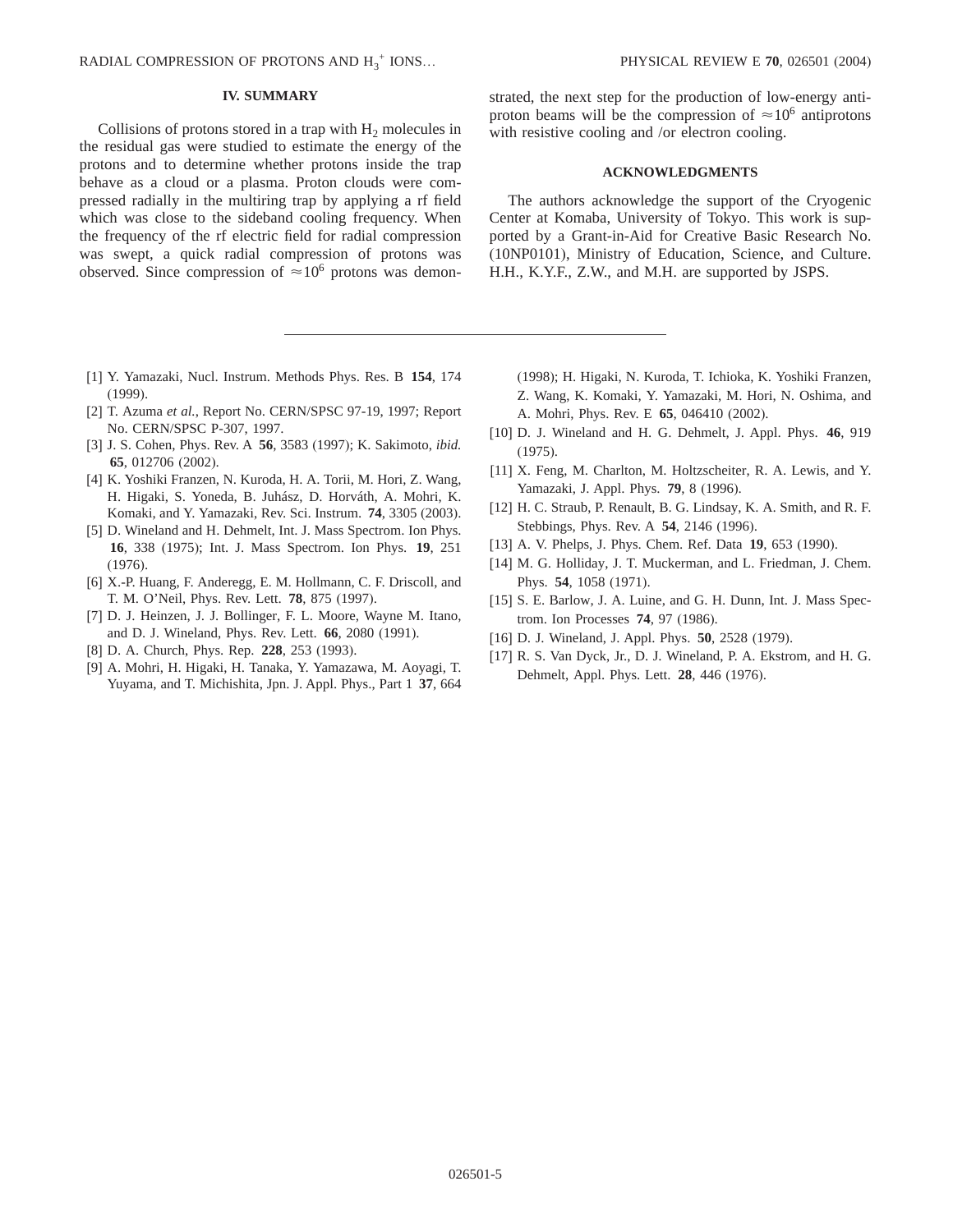## IV. SUMMARY

Collisions of protons stored in a trap with $H_2$ molecules in the residual gas were studied to estimate the energy of the protons and to determine whether protons inside the trap behave as a cloud or a plasma. Proton clouds were compressed radially in the multiring trap by applying a rf field which was close to the sideband cooling frequency. When the frequency of the rf electric field for radial compression was swept, a quick radial compression of protons was observed. Since compression of $\approx 10^6$ protons was demonstrated, the next step for the production of low-energy antiproton beams will be the compression of $\approx 10^6$ antiprotons with resistive cooling and /or electron cooling.

## ACKNOWLEDGMENTS

The authors acknowledge the support of the Cryogenic Center at Komaba, University of Tokyo. This work is supported by a Grant-in-Aid for Creative Basic Research No. (10NP0101), Ministry of Education, Science, and Culture. H.H., K.Y.F., Z.W., and M.H. are supported by JSPS.

---

[1] Y. Yamazaki, Nucl. Instrum. Methods Phys. Res. B **154**, 174 (1999).

[2] T. Azuma *et al.*, Report No. CERN/SPSC 97-19, 1997; Report No. CERN/SPSC P-307, 1997.

[3] J. S. Cohen, Phys. Rev. A **56**, 3583 (1997); K. Sakimoto, *ibid.* **65**, 012706 (2002).

[4] K. Yoshiki Franzen, N. Kuroda, H. A. Torii, M. Hori, Z. Wang, H. Higaki, S. Yoneda, B. Juhász, D. Horváth, A. Mohri, K. Komaki, and Y. Yamazaki, Rev. Sci. Instrum. **74**, 3305 (2003).

[5] D. Wineland and H. Dehmelt, Int. J. Mass Spectrom. Ion Phys. **16**, 338 (1975); Int. J. Mass Spectrom. Ion Phys. **19**, 251 (1976).

[6] X.-P. Huang, F. Anderegg, E. M. Hollmann, C. F. Driscoll, and T. M. O'Neil, Phys. Rev. Lett. **78**, 875 (1997).

[7] D. J. Heinzen, J. J. Bollinger, F. L. Moore, Wayne M. Itano, and D. J. Wineland, Phys. Rev. Lett. **66**, 2080 (1991).

[8] D. A. Church, Phys. Rep. **228**, 253 (1993).

[9] A. Mohri, H. Higaki, H. Tanaka, Y. Yamazawa, M. Aoyagi, T. Yuyama, and T. Michishita, Jpn. J. Appl. Phys., Part 1 **37**, 664 (1998); H. Higaki, N. Kuroda, T. Ichioka, K. Yoshiki Franzen, Z. Wang, K. Komaki, Y. Yamazaki, M. Hori, N. Oshima, and A. Mohri, Phys. Rev. E **65**, 046410 (2002).

[10] D. J. Wineland and H. G. Dehmelt, J. Appl. Phys. **46**, 919 (1975).

[11] X. Feng, M. Charlton, M. Holtzscheiter, R. A. Lewis, and Y. Yamazaki, J. Appl. Phys. **79**, 8 (1996).

[12] H. C. Straub, P. Renault, B. G. Lindsay, K. A. Smith, and R. F. Stebbings, Phys. Rev. A **54**, 2146 (1996).

[13] A. V. Phelps, J. Phys. Chem. Ref. Data **19**, 653 (1990).

[14] M. G. Holliday, J. T. Muckerman, and L. Friedman, J. Chem. Phys. **54**, 1058 (1971).

[15] S. E. Barlow, J. A. Luine, and G. H. Dunn, Int. J. Mass Spectrom. Ion Processes **74**, 97 (1986).

[16] D. J. Wineland, J. Appl. Phys. **50**, 2528 (1979).

[17] R. S. Van Dyck, Jr., D. J. Wineland, P. A. Ekstrom, and H. G. Dehmelt, Appl. Phys. Lett. **28**, 446 (1976).